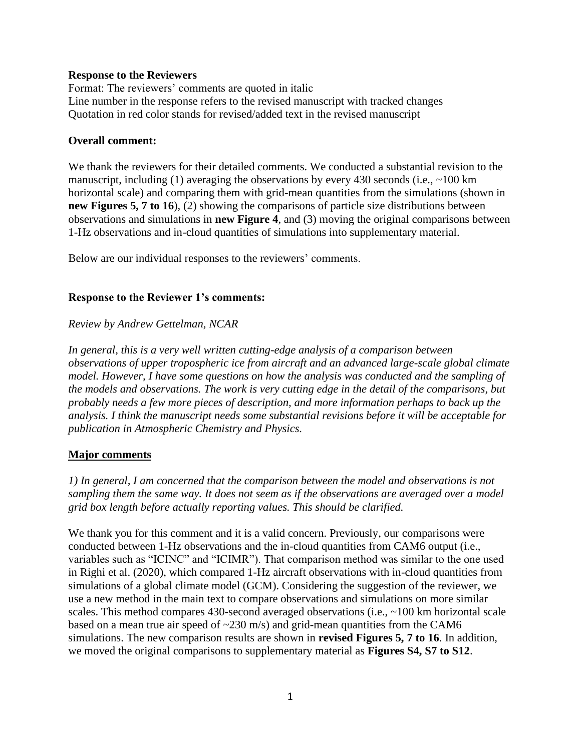**Response to the Reviewers**

Format: The reviewers' comments are quoted in italic

Line number in the response refers to the revised manuscript with tracked changes

Quotation in red color stands for revised/added text in the revised manuscript

**Overall comment:**

We thank the reviewers for their detailed comments. We conducted a substantial revision to the manuscript, including (1) averaging the observations by every 430 seconds (i.e., ~100 km horizontal scale) and comparing them with grid-mean quantities from the simulations (shown in **new Figures 5, 7 to 16**), (2) showing the comparisons of particle size distributions between observations and simulations in **new Figure 4**, and (3) moving the original comparisons between 1-Hz observations and in-cloud quantities of simulations into supplementary material.

Below are our individual responses to the reviewers' comments.

**Response to the Reviewer 1's comments:**

*Review by Andrew Gettelman, NCAR*

*In general, this is a very well written cutting-edge analysis of a comparison between observations of upper tropospheric ice from aircraft and an advanced large-scale global climate model. However, I have some questions on how the analysis was conducted and the sampling of the models and observations. The work is very cutting edge in the detail of the comparisons, but probably needs a few more pieces of description, and more information perhaps to back up the analysis. I think the manuscript needs some substantial revisions before it will be acceptable for publication in Atmospheric Chemistry and Physics.*

**Major comments**

*1) In general, I am concerned that the comparison between the model and observations is not sampling them the same way. It does not seem as if the observations are averaged over a model grid box length before actually reporting values. This should be clarified.*

We thank you for this comment and it is a valid concern. Previously, our comparisons were conducted between 1-Hz observations and the in-cloud quantities from CAM6 output (i.e., variables such as "ICINC" and "ICIMR"). That comparison method was similar to the one used in Righi et al. (2020), which compared 1-Hz aircraft observations with in-cloud quantities from simulations of a global climate model (GCM). Considering the suggestion of the reviewer, we use a new method in the main text to compare observations and simulations on more similar scales. This method compares 430-second averaged observations (i.e., ~100 km horizontal scale based on a mean true air speed of ~230 m/s) and grid-mean quantities from the CAM6 simulations. The new comparison results are shown in **revised Figures 5, 7 to 16**. In addition, we moved the original comparisons to supplementary material as **Figures S4, S7 to S12**.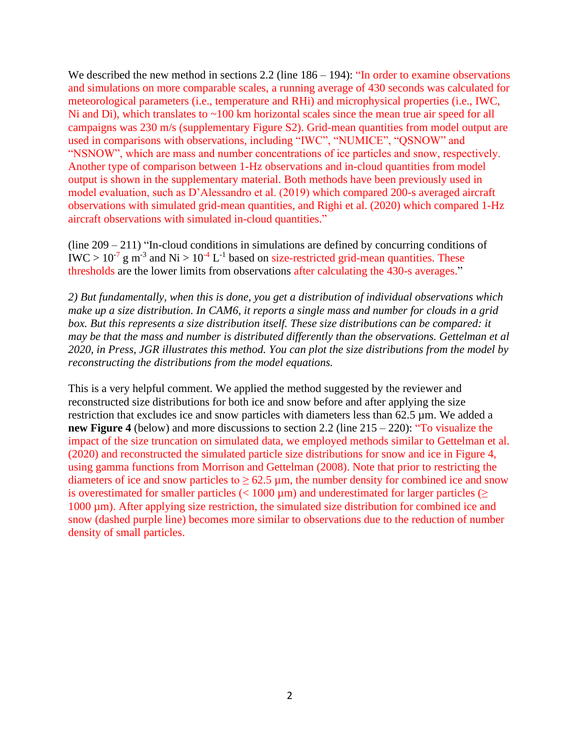We described the new method in sections 2.2 (line 186 – 194): "In order to examine observations and simulations on more comparable scales, a running average of 430 seconds was calculated for meteorological parameters (i.e., temperature and RHi) and microphysical properties (i.e., IWC, Ni and Di), which translates to ~100 km horizontal scales since the mean true air speed for all campaigns was 230 m/s (supplementary Figure S2). Grid-mean quantities from model output are used in comparisons with observations, including "IWC", "NUMICE", "QSNOW" and "NSNOW", which are mass and number concentrations of ice particles and snow, respectively. Another type of comparison between 1-Hz observations and in-cloud quantities from model output is shown in the supplementary material. Both methods have been previously used in model evaluation, such as D'Alessandro et al. (2019) which compared 200-s averaged aircraft observations with simulated grid-mean quantities, and Righi et al. (2020) which compared 1-Hz aircraft observations with simulated in-cloud quantities."

(line 209 – 211) "In-cloud conditions in simulations are defined by concurring conditions of IWC > $10^{-7}$ g m$^{-3}$ and Ni > $10^{-4}$ L$^{-1}$ based on size-restricted grid-mean quantities. These thresholds are the lower limits from observations after calculating the 430-s averages."

*2) But fundamentally, when this is done, you get a distribution of individual observations which make up a size distribution. In CAM6, it reports a single mass and number for clouds in a grid box. But this represents a size distribution itself. These size distributions can be compared: it may be that the mass and number is distributed differently than the observations. Gettelman et al 2020, in Press, JGR illustrates this method. You can plot the size distributions from the model by reconstructing the distributions from the model equations.*

This is a very helpful comment. We applied the method suggested by the reviewer and reconstructed size distributions for both ice and snow before and after applying the size restriction that excludes ice and snow particles with diameters less than 62.5 µm. We added a **new Figure 4** (below) and more discussions to section 2.2 (line 215 – 220): "To visualize the impact of the size truncation on simulated data, we employed methods similar to Gettelman et al. (2020) and reconstructed the simulated particle size distributions for snow and ice in Figure 4, using gamma functions from Morrison and Gettelman (2008). Note that prior to restricting the diameters of ice and snow particles to ≥ 62.5 µm, the number density for combined ice and snow is overestimated for smaller particles (< 1000 µm) and underestimated for larger particles (≥ 1000 µm). After applying size restriction, the simulated size distribution for combined ice and snow (dashed purple line) becomes more similar to observations due to the reduction of number density of small particles.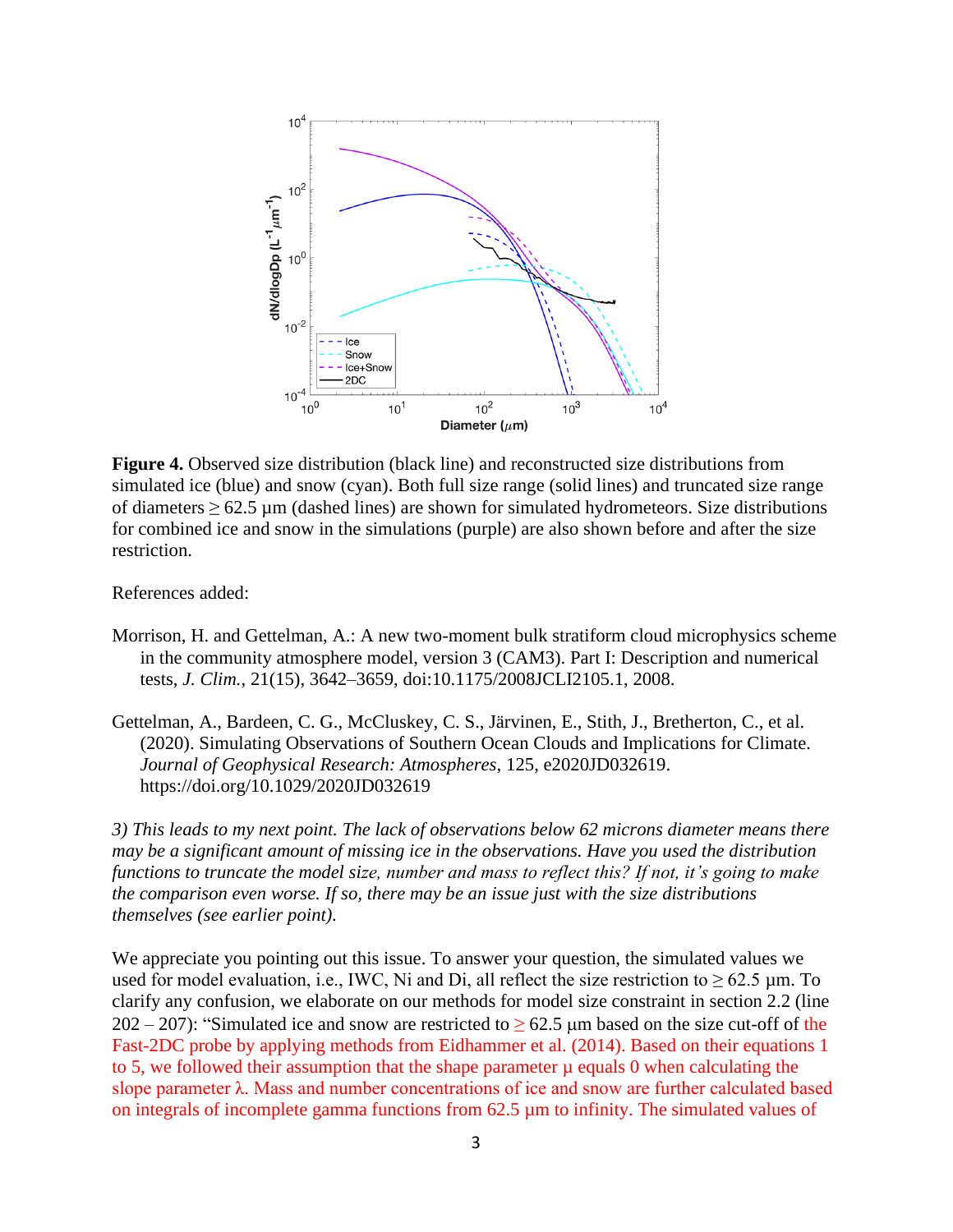**Figure 4.** Observed size distribution (black line) and reconstructed size distributions from simulated ice (blue) and snow (cyan). Both full size range (solid lines) and truncated size range of diameters ≥ 62.5 µm (dashed lines) are shown for simulated hydrometeors. Size distributions for combined ice and snow in the simulations (purple) are also shown before and after the size restriction.

References added:

Morrison, H. and Gettelman, A.: A new two-moment bulk stratiform cloud microphysics scheme in the community atmosphere model, version 3 (CAM3). Part I: Description and numerical tests, *J. Clim.*, 21(15), 3642–3659, doi:10.1175/2008JCLI2105.1, 2008.

Gettelman, A., Bardeen, C. G., McCluskey, C. S., Järvinen, E., Stith, J., Bretherton, C., et al. (2020). Simulating Observations of Southern Ocean Clouds and Implications for Climate. *Journal of Geophysical Research: Atmospheres*, 125, e2020JD032619. https://doi.org/10.1029/2020JD032619

*3) This leads to my next point. The lack of observations below 62 microns diameter means there may be a significant amount of missing ice in the observations. Have you used the distribution functions to truncate the model size, number and mass to reflect this? If not, it's going to make the comparison even worse. If so, there may be an issue just with the size distributions themselves (see earlier point).*

We appreciate you pointing out this issue. To answer your question, the simulated values we used for model evaluation, i.e., IWC, Ni and Di, all reflect the size restriction to ≥ 62.5 µm. To clarify any confusion, we elaborate on our methods for model size constraint in section 2.2 (line 202 – 207): "Simulated ice and snow are restricted to ≥ 62.5 µm based on the size cut-off of the Fast-2DC probe by applying methods from Eidhammer et al. (2014). Based on their equations 1 to 5, we followed their assumption that the shape parameter µ equals 0 when calculating the slope parameter λ. Mass and number concentrations of ice and snow are further calculated based on integrals of incomplete gamma functions from 62.5 µm to infinity. The simulated values of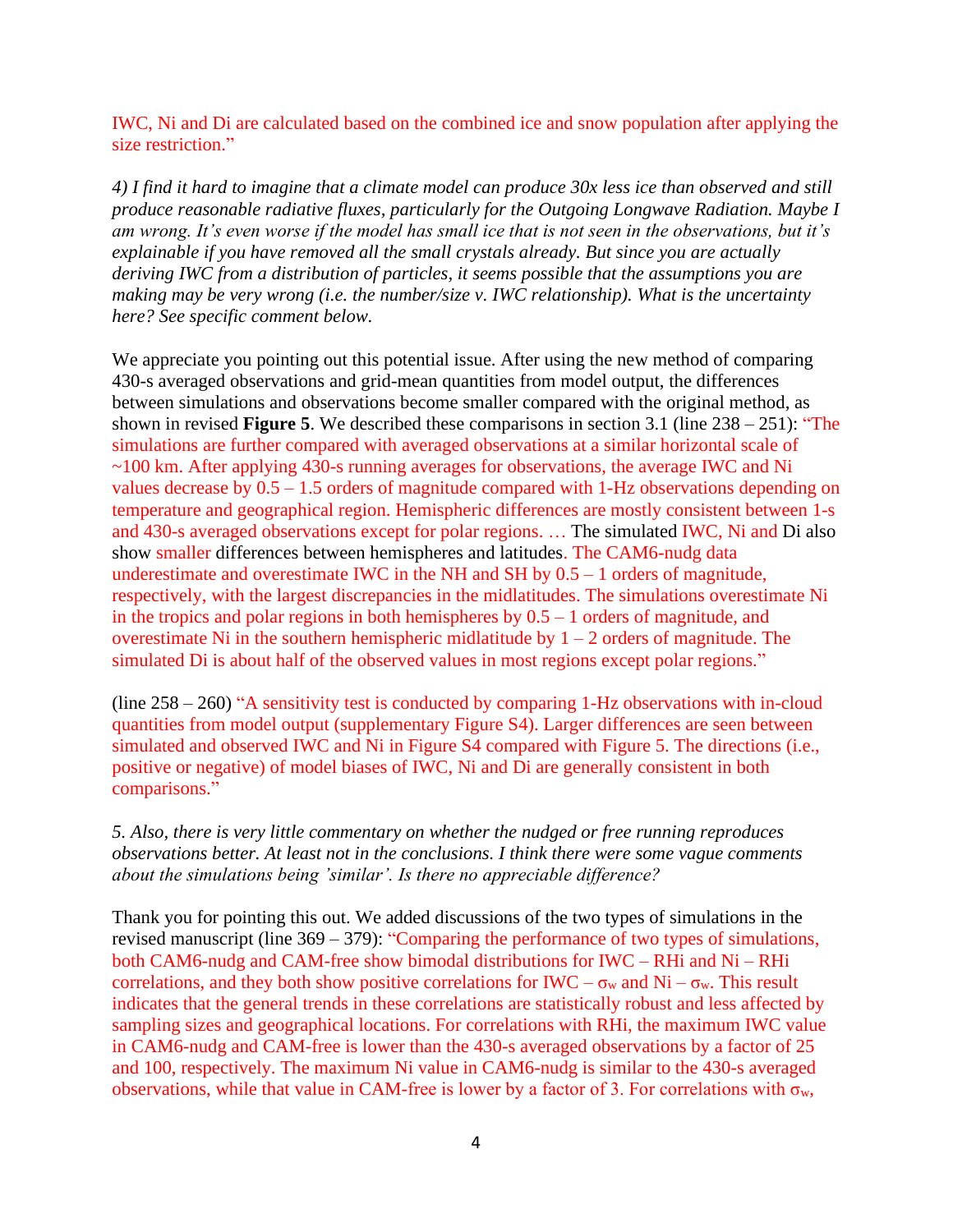IWC, Ni and Di are calculated based on the combined ice and snow population after applying the size restriction."

*4) I find it hard to imagine that a climate model can produce 30x less ice than observed and still produce reasonable radiative fluxes, particularly for the Outgoing Longwave Radiation. Maybe I am wrong. It's even worse if the model has small ice that is not seen in the observations, but it's explainable if you have removed all the small crystals already. But since you are actually deriving IWC from a distribution of particles, it seems possible that the assumptions you are making may be very wrong (i.e. the number/size v. IWC relationship). What is the uncertainty here? See specific comment below.*

We appreciate you pointing out this potential issue. After using the new method of comparing 430-s averaged observations and grid-mean quantities from model output, the differences between simulations and observations become smaller compared with the original method, as shown in revised **Figure 5**. We described these comparisons in section 3.1 (line 238 – 251): "The simulations are further compared with averaged observations at a similar horizontal scale of ~100 km. After applying 430-s running averages for observations, the average IWC and Ni values decrease by 0.5 – 1.5 orders of magnitude compared with 1-Hz observations depending on temperature and geographical region. Hemispheric differences are mostly consistent between 1-s and 430-s averaged observations except for polar regions. … The simulated IWC, Ni and Di also show smaller differences between hemispheres and latitudes. The CAM6-nudg data underestimate and overestimate IWC in the NH and SH by 0.5 – 1 orders of magnitude, respectively, with the largest discrepancies in the midlatitudes. The simulations overestimate Ni in the tropics and polar regions in both hemispheres by 0.5 – 1 orders of magnitude, and overestimate Ni in the southern hemispheric midlatitude by 1 – 2 orders of magnitude. The simulated Di is about half of the observed values in most regions except polar regions."

(line 258 – 260) "A sensitivity test is conducted by comparing 1-Hz observations with in-cloud quantities from model output (supplementary Figure S4). Larger differences are seen between simulated and observed IWC and Ni in Figure S4 compared with Figure 5. The directions (i.e., positive or negative) of model biases of IWC, Ni and Di are generally consistent in both comparisons."

*5. Also, there is very little commentary on whether the nudged or free running reproduces observations better. At least not in the conclusions. I think there were some vague comments about the simulations being 'similar'. Is there no appreciable difference?*

Thank you for pointing this out. We added discussions of the two types of simulations in the revised manuscript (line 369 – 379): "Comparing the performance of two types of simulations, both CAM6-nudg and CAM-free show bimodal distributions for IWC – RHi and Ni – RHi correlations, and they both show positive correlations for IWC – $\sigma_w$ and Ni – $\sigma_w$. This result indicates that the general trends in these correlations are statistically robust and less affected by sampling sizes and geographical locations. For correlations with RHi, the maximum IWC value in CAM6-nudg and CAM-free is lower than the 430-s averaged observations by a factor of 25 and 100, respectively. The maximum Ni value in CAM6-nudg is similar to the 430-s averaged observations, while that value in CAM-free is lower by a factor of 3. For correlations with $\sigma_w$,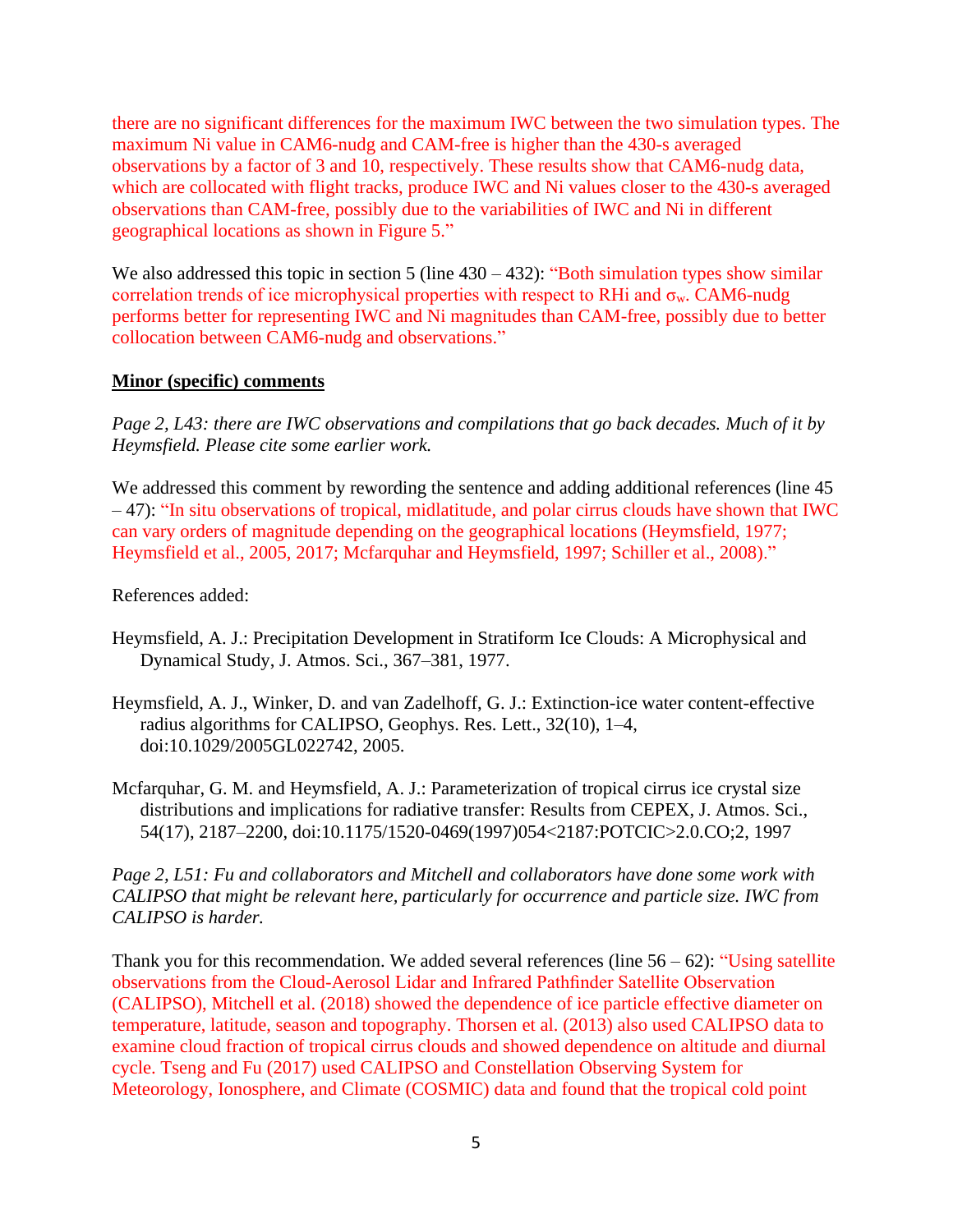there are no significant differences for the maximum IWC between the two simulation types. The maximum Ni value in CAM6-nudg and CAM-free is higher than the 430-s averaged observations by a factor of 3 and 10, respectively. These results show that CAM6-nudg data, which are collocated with flight tracks, produce IWC and Ni values closer to the 430-s averaged observations than CAM-free, possibly due to the variabilities of IWC and Ni in different geographical locations as shown in Figure 5."

We also addressed this topic in section 5 (line 430 – 432): "Both simulation types show similar correlation trends of ice microphysical properties with respect to RHi and $\sigma_w$. CAM6-nudg performs better for representing IWC and Ni magnitudes than CAM-free, possibly due to better collocation between CAM6-nudg and observations."

**Minor (specific) comments**

*Page 2, L43: there are IWC observations and compilations that go back decades. Much of it by Heymsfield. Please cite some earlier work.*

We addressed this comment by rewording the sentence and adding additional references (line 45 – 47): "In situ observations of tropical, midlatitude, and polar cirrus clouds have shown that IWC can vary orders of magnitude depending on the geographical locations (Heymsfield, 1977; Heymsfield et al., 2005, 2017; Mcfarquhar and Heymsfield, 1997; Schiller et al., 2008)."

References added:

Heymsfield, A. J.: Precipitation Development in Stratiform Ice Clouds: A Microphysical and Dynamical Study, J. Atmos. Sci., 367–381, 1977.

Heymsfield, A. J., Winker, D. and van Zadelhoff, G. J.: Extinction-ice water content-effective radius algorithms for CALIPSO, Geophys. Res. Lett., 32(10), 1–4, doi:10.1029/2005GL022742, 2005.

Mcfarquhar, G. M. and Heymsfield, A. J.: Parameterization of tropical cirrus ice crystal size distributions and implications for radiative transfer: Results from CEPEX, J. Atmos. Sci., 54(17), 2187–2200, doi:10.1175/1520-0469(1997)054<2187:POTCIC>2.0.CO;2, 1997

*Page 2, L51: Fu and collaborators and Mitchell and collaborators have done some work with CALIPSO that might be relevant here, particularly for occurrence and particle size. IWC from CALIPSO is harder.*

Thank you for this recommendation. We added several references (line 56 – 62): "Using satellite observations from the Cloud-Aerosol Lidar and Infrared Pathfinder Satellite Observation (CALIPSO), Mitchell et al. (2018) showed the dependence of ice particle effective diameter on temperature, latitude, season and topography. Thorsen et al. (2013) also used CALIPSO data to examine cloud fraction of tropical cirrus clouds and showed dependence on altitude and diurnal cycle. Tseng and Fu (2017) used CALIPSO and Constellation Observing System for Meteorology, Ionosphere, and Climate (COSMIC) data and found that the tropical cold point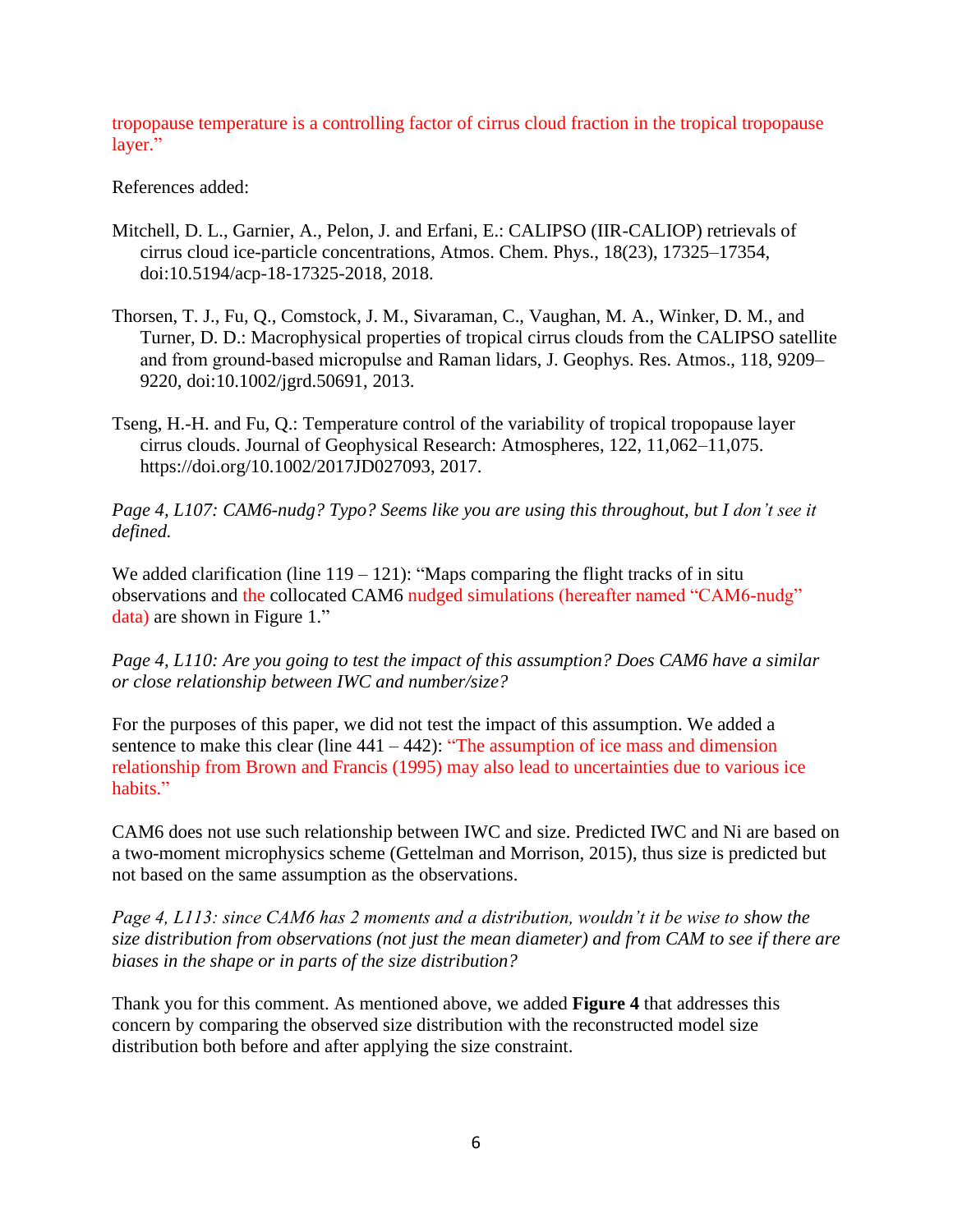tropopause temperature is a controlling factor of cirrus cloud fraction in the tropical tropopause layer."

References added:

Mitchell, D. L., Garnier, A., Pelon, J. and Erfani, E.: CALIPSO (IIR-CALIOP) retrievals of cirrus cloud ice-particle concentrations, Atmos. Chem. Phys., 18(23), 17325–17354, doi:10.5194/acp-18-17325-2018, 2018.

Thorsen, T. J., Fu, Q., Comstock, J. M., Sivaraman, C., Vaughan, M. A., Winker, D. M., and Turner, D. D.: Macrophysical properties of tropical cirrus clouds from the CALIPSO satellite and from ground-based micropulse and Raman lidars, J. Geophys. Res. Atmos., 118, 9209–9220, doi:10.1002/jgrd.50691, 2013.

Tseng, H.-H. and Fu, Q.: Temperature control of the variability of tropical tropopause layer cirrus clouds. Journal of Geophysical Research: Atmospheres, 122, 11,062–11,075. https://doi.org/10.1002/2017JD027093, 2017.

*Page 4, L107: CAM6-nudg? Typo? Seems like you are using this throughout, but I don't see it defined.*

We added clarification (line 119 – 121): "Maps comparing the flight tracks of in situ observations and the collocated CAM6 nudged simulations (hereafter named "CAM6-nudg" data) are shown in Figure 1."

*Page 4, L110: Are you going to test the impact of this assumption? Does CAM6 have a similar or close relationship between IWC and number/size?*

For the purposes of this paper, we did not test the impact of this assumption. We added a sentence to make this clear (line 441 – 442): "The assumption of ice mass and dimension relationship from Brown and Francis (1995) may also lead to uncertainties due to various ice habits."

CAM6 does not use such relationship between IWC and size. Predicted IWC and Ni are based on a two-moment microphysics scheme (Gettelman and Morrison, 2015), thus size is predicted but not based on the same assumption as the observations.

*Page 4, L113: since CAM6 has 2 moments and a distribution, wouldn't it be wise to show the size distribution from observations (not just the mean diameter) and from CAM to see if there are biases in the shape or in parts of the size distribution?*

Thank you for this comment. As mentioned above, we added **Figure 4** that addresses this concern by comparing the observed size distribution with the reconstructed model size distribution both before and after applying the size constraint.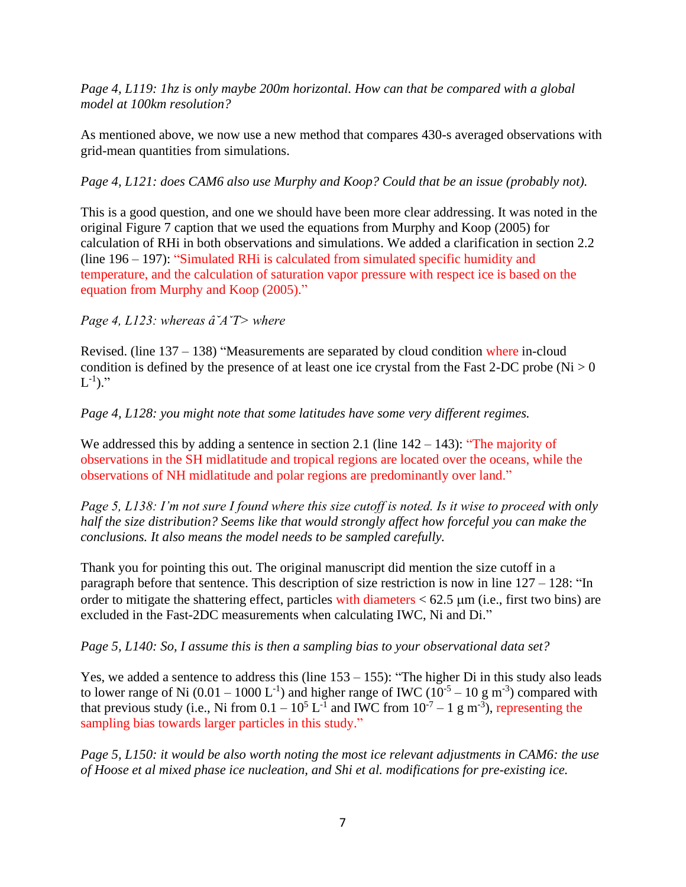*Page 4, L119: 1hz is only maybe 200m horizontal. How can that be compared with a global model at 100km resolution?*

As mentioned above, we now use a new method that compares 430-s averaged observations with grid-mean quantities from simulations.

*Page 4, L121: does CAM6 also use Murphy and Koop? Could that be an issue (probably not).*

This is a good question, and one we should have been more clear addressing. It was noted in the original Figure 7 caption that we used the equations from Murphy and Koop (2005) for calculation of RHi in both observations and simulations. We added a clarification in section 2.2 (line 196 – 197): "Simulated RHi is calculated from simulated specific humidity and temperature, and the calculation of saturation vapor pressure with respect ice is based on the equation from Murphy and Koop (2005)."

*Page 4, L123: whereas âˇAˇT> where*

Revised. (line 137 – 138) "Measurements are separated by cloud condition where in-cloud condition is defined by the presence of at least one ice crystal from the Fast 2-DC probe ($Ni > 0$ $L^{-1}$)."

*Page 4, L128: you might note that some latitudes have some very different regimes.*

We addressed this by adding a sentence in section 2.1 (line 142 – 143): "The majority of observations in the SH midlatitude and tropical regions are located over the oceans, while the observations of NH midlatitude and polar regions are predominantly over land."

*Page 5, L138: I'm not sure I found where this size cutoff is noted. Is it wise to proceed with only half the size distribution? Seems like that would strongly affect how forceful you can make the conclusions. It also means the model needs to be sampled carefully.*

Thank you for pointing this out. The original manuscript did mention the size cutoff in a paragraph before that sentence. This description of size restriction is now in line 127 – 128: "In order to mitigate the shattering effect, particles with diameters < 62.5 μm (i.e., first two bins) are excluded in the Fast-2DC measurements when calculating IWC, Ni and Di."

*Page 5, L140: So, I assume this is then a sampling bias to your observational data set?*

Yes, we added a sentence to address this (line 153 – 155): "The higher Di in this study also leads to lower range of Ni (0.01 – 1000 $L^{-1}$) and higher range of IWC ($10^{-5}$ – 10 g $m^{-3}$) compared with that previous study (i.e., Ni from 0.1 – $10^5$ $L^{-1}$ and IWC from $10^{-7}$ – 1 g $m^{-3}$), representing the sampling bias towards larger particles in this study."

*Page 5, L150: it would be also worth noting the most ice relevant adjustments in CAM6: the use of Hoose et al mixed phase ice nucleation, and Shi et al. modifications for pre-existing ice.*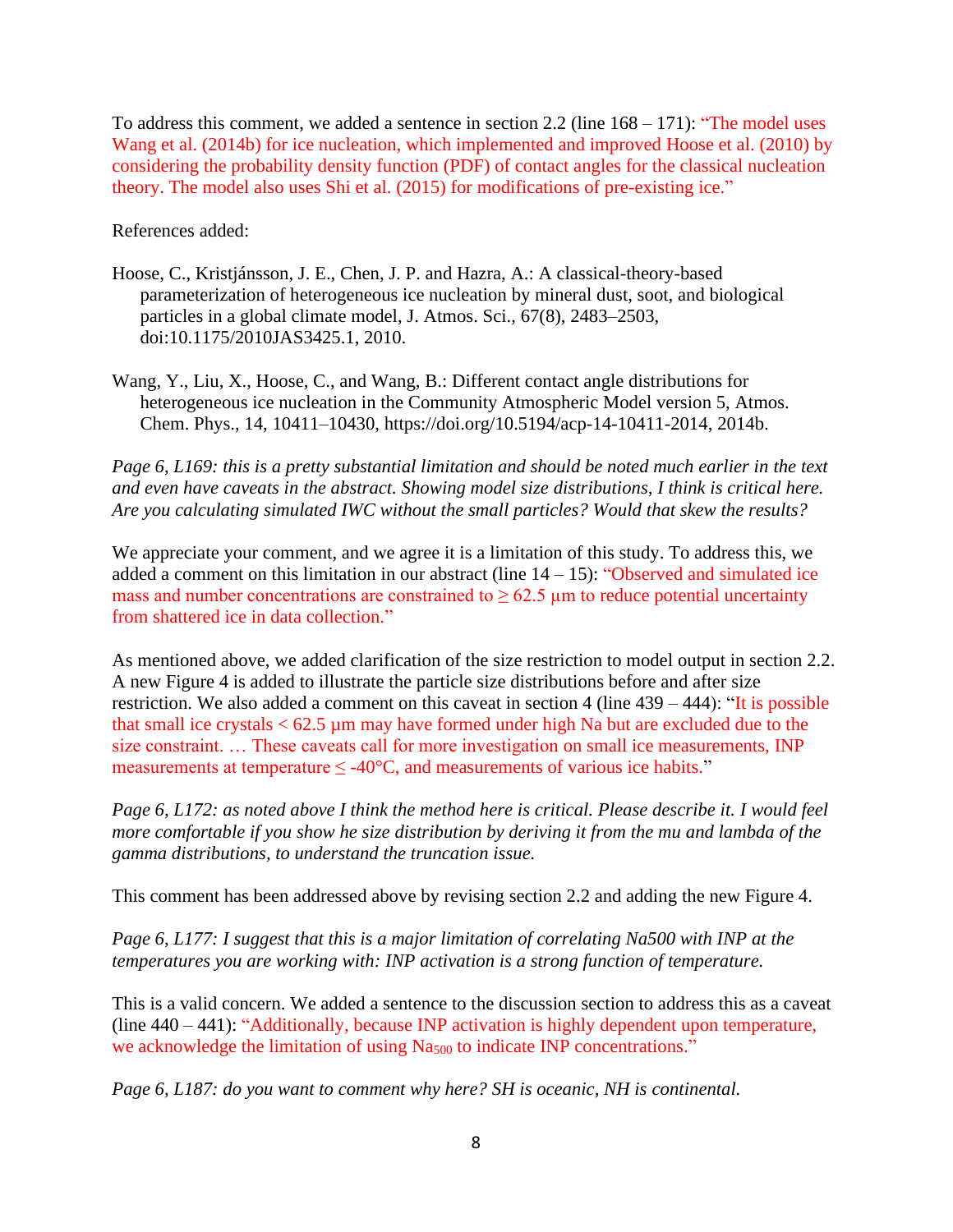To address this comment, we added a sentence in section 2.2 (line 168 – 171): "The model uses Wang et al. (2014b) for ice nucleation, which implemented and improved Hoose et al. (2010) by considering the probability density function (PDF) of contact angles for the classical nucleation theory. The model also uses Shi et al. (2015) for modifications of pre-existing ice."

References added:

Hoose, C., Kristjánsson, J. E., Chen, J. P. and Hazra, A.: A classical-theory-based parameterization of heterogeneous ice nucleation by mineral dust, soot, and biological particles in a global climate model, J. Atmos. Sci., 67(8), 2483–2503, doi:10.1175/2010JAS3425.1, 2010.

Wang, Y., Liu, X., Hoose, C., and Wang, B.: Different contact angle distributions for heterogeneous ice nucleation in the Community Atmospheric Model version 5, Atmos. Chem. Phys., 14, 10411–10430, https://doi.org/10.5194/acp-14-10411-2014, 2014b.

*Page 6, L169: this is a pretty substantial limitation and should be noted much earlier in the text and even have caveats in the abstract. Showing model size distributions, I think is critical here. Are you calculating simulated IWC without the small particles? Would that skew the results?*

We appreciate your comment, and we agree it is a limitation of this study. To address this, we added a comment on this limitation in our abstract (line 14 – 15): "Observed and simulated ice mass and number concentrations are constrained to ≥ 62.5 µm to reduce potential uncertainty from shattered ice in data collection."

As mentioned above, we added clarification of the size restriction to model output in section 2.2. A new Figure 4 is added to illustrate the particle size distributions before and after size restriction. We also added a comment on this caveat in section 4 (line 439 – 444): "It is possible that small ice crystals < 62.5 µm may have formed under high Na but are excluded due to the size constraint. … These caveats call for more investigation on small ice measurements, INP measurements at temperature ≤ -40°C, and measurements of various ice habits."

*Page 6, L172: as noted above I think the method here is critical. Please describe it. I would feel more comfortable if you show he size distribution by deriving it from the mu and lambda of the gamma distributions, to understand the truncation issue.*

This comment has been addressed above by revising section 2.2 and adding the new Figure 4.

*Page 6, L177: I suggest that this is a major limitation of correlating Na500 with INP at the temperatures you are working with: INP activation is a strong function of temperature.*

This is a valid concern. We added a sentence to the discussion section to address this as a caveat (line 440 – 441): "Additionally, because INP activation is highly dependent upon temperature, we acknowledge the limitation of using $Na_{500}$ to indicate INP concentrations."

*Page 6, L187: do you want to comment why here? SH is oceanic, NH is continental.*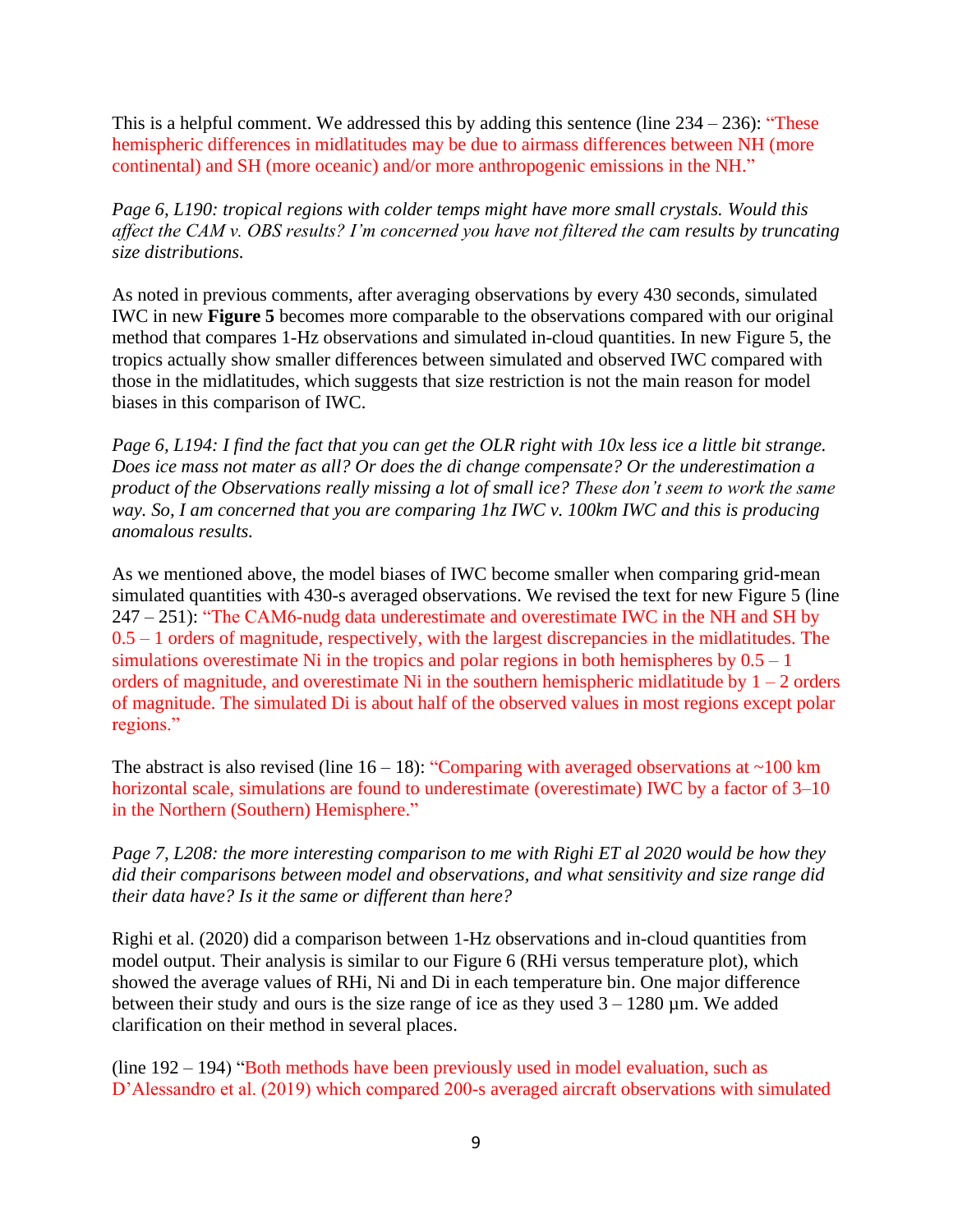This is a helpful comment. We addressed this by adding this sentence (line 234 – 236): "These hemispheric differences in midlatitudes may be due to airmass differences between NH (more continental) and SH (more oceanic) and/or more anthropogenic emissions in the NH."

*Page 6, L190: tropical regions with colder temps might have more small crystals. Would this affect the CAM v. OBS results? I'm concerned you have not filtered the cam results by truncating size distributions.*

As noted in previous comments, after averaging observations by every 430 seconds, simulated IWC in new **Figure 5** becomes more comparable to the observations compared with our original method that compares 1-Hz observations and simulated in-cloud quantities. In new Figure 5, the tropics actually show smaller differences between simulated and observed IWC compared with those in the midlatitudes, which suggests that size restriction is not the main reason for model biases in this comparison of IWC.

*Page 6, L194: I find the fact that you can get the OLR right with 10x less ice a little bit strange. Does ice mass not mater as all? Or does the di change compensate? Or the underestimation a product of the Observations really missing a lot of small ice? These don't seem to work the same way. So, I am concerned that you are comparing 1hz IWC v. 100km IWC and this is producing anomalous results.*

As we mentioned above, the model biases of IWC become smaller when comparing grid-mean simulated quantities with 430-s averaged observations. We revised the text for new Figure 5 (line 247 – 251): "The CAM6-nudg data underestimate and overestimate IWC in the NH and SH by 0.5 – 1 orders of magnitude, respectively, with the largest discrepancies in the midlatitudes. The simulations overestimate Ni in the tropics and polar regions in both hemispheres by 0.5 – 1 orders of magnitude, and overestimate Ni in the southern hemispheric midlatitude by 1 – 2 orders of magnitude. The simulated Di is about half of the observed values in most regions except polar regions."

The abstract is also revised (line 16 – 18): "Comparing with averaged observations at ~100 km horizontal scale, simulations are found to underestimate (overestimate) IWC by a factor of 3–10 in the Northern (Southern) Hemisphere."

*Page 7, L208: the more interesting comparison to me with Righi ET al 2020 would be how they did their comparisons between model and observations, and what sensitivity and size range did their data have? Is it the same or different than here?*

Righi et al. (2020) did a comparison between 1-Hz observations and in-cloud quantities from model output. Their analysis is similar to our Figure 6 (RHi versus temperature plot), which showed the average values of RHi, Ni and Di in each temperature bin. One major difference between their study and ours is the size range of ice as they used 3 – 1280 µm. We added clarification on their method in several places.

(line 192 – 194) "Both methods have been previously used in model evaluation, such as D'Alessandro et al. (2019) which compared 200-s averaged aircraft observations with simulated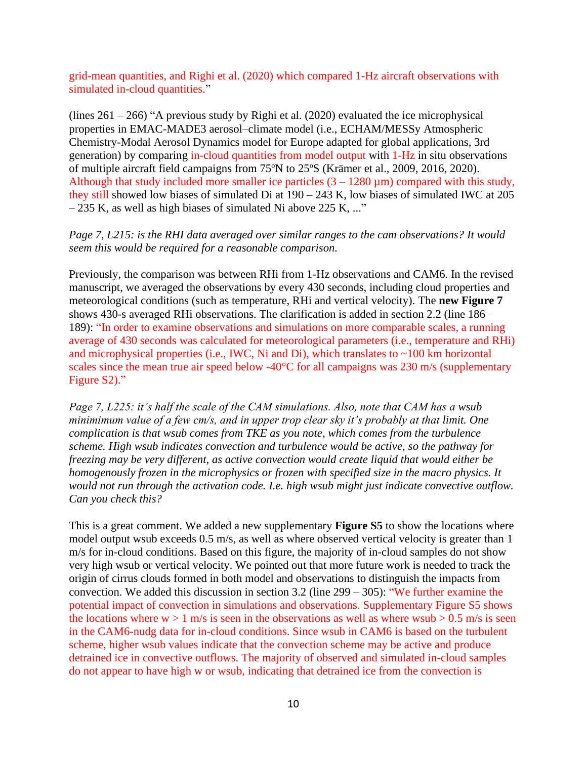grid-mean quantities, and Righi et al. (2020) which compared 1-Hz aircraft observations with simulated in-cloud quantities."

(lines 261 – 266) "A previous study by Righi et al. (2020) evaluated the ice microphysical properties in EMAC-MADE3 aerosol–climate model (i.e., ECHAM/MESSy Atmospheric Chemistry-Modal Aerosol Dynamics model for Europe adapted for global applications, 3rd generation) by comparing in-cloud quantities from model output with 1-Hz in situ observations of multiple aircraft field campaigns from 75ºN to 25ºS (Krämer et al., 2009, 2016, 2020). Although that study included more smaller ice particles (3 – 1280 µm) compared with this study, they still showed low biases of simulated Di at 190 – 243 K, low biases of simulated IWC at 205 – 235 K, as well as high biases of simulated Ni above 225 K, ..."

*Page 7, L215: is the RHI data averaged over similar ranges to the cam observations? It would seem this would be required for a reasonable comparison.*

Previously, the comparison was between RHi from 1-Hz observations and CAM6. In the revised manuscript, we averaged the observations by every 430 seconds, including cloud properties and meteorological conditions (such as temperature, RHi and vertical velocity). The **new Figure 7** shows 430-s averaged RHi observations. The clarification is added in section 2.2 (line 186 – 189): "In order to examine observations and simulations on more comparable scales, a running average of 430 seconds was calculated for meteorological parameters (i.e., temperature and RHi) and microphysical properties (i.e., IWC, Ni and Di), which translates to ~100 km horizontal scales since the mean true air speed below -40°C for all campaigns was 230 m/s (supplementary Figure S2)."

*Page 7, L225: it's half the scale of the CAM simulations. Also, note that CAM has a wsub minimimum value of a few cm/s, and in upper trop clear sky it's probably at that limit. One complication is that wsub comes from TKE as you note, which comes from the turbulence scheme. High wsub indicates convection and turbulence would be active, so the pathway for freezing may be very different, as active convection would create liquid that would either be homogenously frozen in the microphysics or frozen with specified size in the macro physics. It would not run through the activation code. I.e. high wsub might just indicate convective outflow. Can you check this?*

This is a great comment. We added a new supplementary **Figure S5** to show the locations where model output wsub exceeds 0.5 m/s, as well as where observed vertical velocity is greater than 1 m/s for in-cloud conditions. Based on this figure, the majority of in-cloud samples do not show very high wsub or vertical velocity. We pointed out that more future work is needed to track the origin of cirrus clouds formed in both model and observations to distinguish the impacts from convection. We added this discussion in section 3.2 (line 299 – 305): "We further examine the potential impact of convection in simulations and observations. Supplementary Figure S5 shows the locations where w > 1 m/s is seen in the observations as well as where wsub > 0.5 m/s is seen in the CAM6-nudg data for in-cloud conditions. Since wsub in CAM6 is based on the turbulent scheme, higher wsub values indicate that the convection scheme may be active and produce detrained ice in convective outflows. The majority of observed and simulated in-cloud samples do not appear to have high w or wsub, indicating that detrained ice from the convection is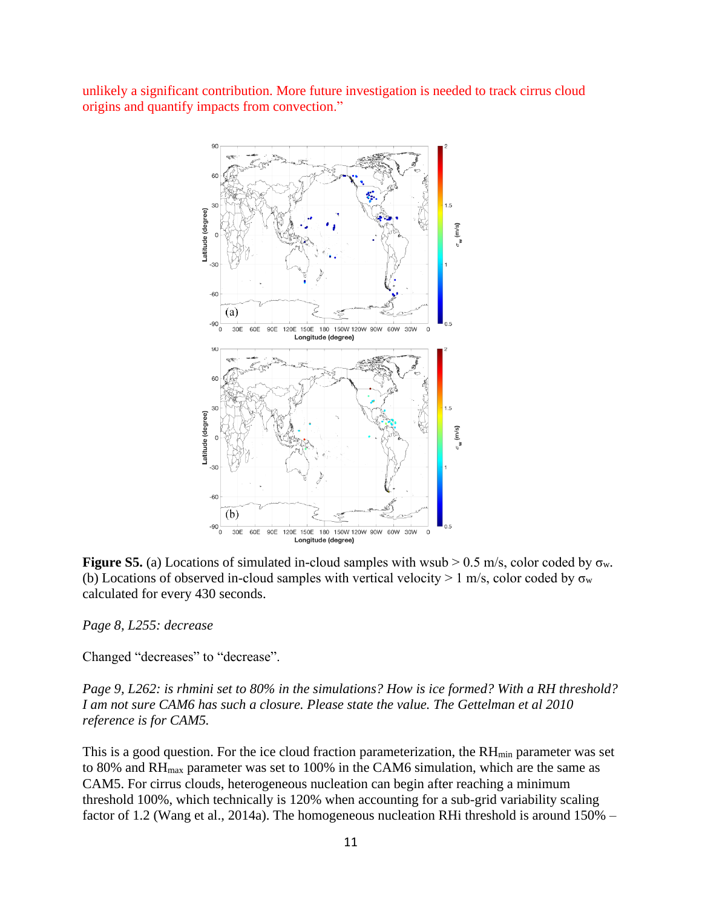unlikely a significant contribution. More future investigation is needed to track cirrus cloud origins and quantify impacts from convection."

**Figure S5.** (a) Locations of simulated in-cloud samples with wsub > 0.5 m/s, color coded by $\sigma_w$. (b) Locations of observed in-cloud samples with vertical velocity > 1 m/s, color coded by $\sigma_w$ calculated for every 430 seconds.

*Page 8, L255: decrease*

Changed "decreases" to "decrease".

*Page 9, L262: is rhmini set to 80% in the simulations? How is ice formed? With a RH threshold? I am not sure CAM6 has such a closure. Please state the value. The Gettelman et al 2010 reference is for CAM5.*

This is a good question. For the ice cloud fraction parameterization, the $RH_{min}$ parameter was set to 80% and $RH_{max}$ parameter was set to 100% in the CAM6 simulation, which are the same as CAM5. For cirrus clouds, heterogeneous nucleation can begin after reaching a minimum threshold 100%, which technically is 120% when accounting for a sub-grid variability scaling factor of 1.2 (Wang et al., 2014a). The homogeneous nucleation RHi threshold is around 150% –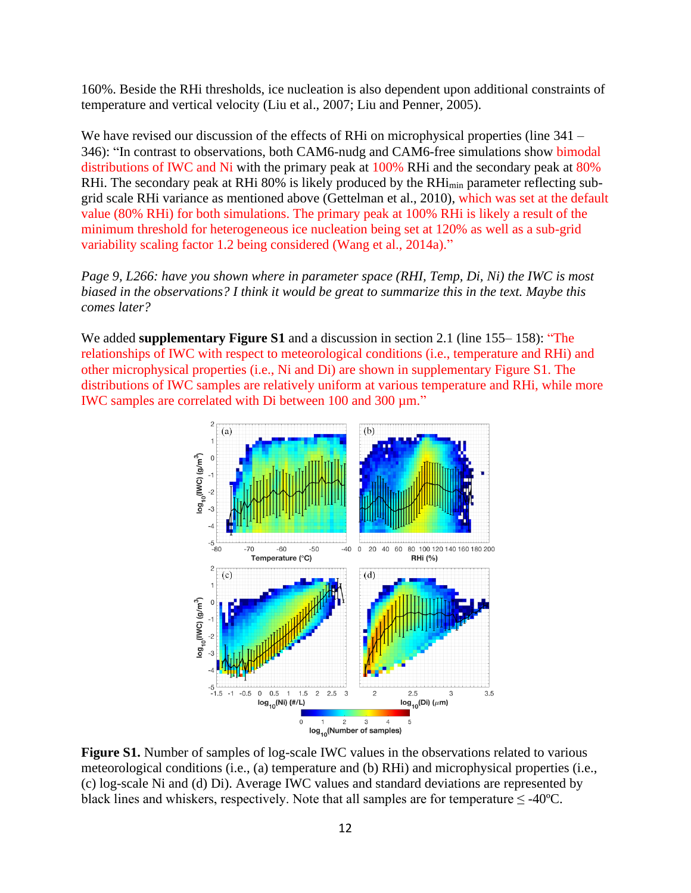160%. Beside the RHi thresholds, ice nucleation is also dependent upon additional constraints of temperature and vertical velocity (Liu et al., 2007; Liu and Penner, 2005).

We have revised our discussion of the effects of RHi on microphysical properties (line 341 – 346): "In contrast to observations, both CAM6-nudg and CAM6-free simulations show bimodal distributions of IWC and Ni with the primary peak at 100% RHi and the secondary peak at 80% RHi. The secondary peak at RHi 80% is likely produced by the $RHi_{min}$ parameter reflecting sub-grid scale RHi variance as mentioned above (Gettelman et al., 2010), which was set at the default value (80% RHi) for both simulations. The primary peak at 100% RHi is likely a result of the minimum threshold for heterogeneous ice nucleation being set at 120% as well as a sub-grid variability scaling factor 1.2 being considered (Wang et al., 2014a)."

*Page 9, L266: have you shown where in parameter space (RHI, Temp, Di, Ni) the IWC is most biased in the observations? I think it would be great to summarize this in the text. Maybe this comes later?*

We added **supplementary Figure S1** and a discussion in section 2.1 (line 155– 158): "The relationships of IWC with respect to meteorological conditions (i.e., temperature and RHi) and other microphysical properties (i.e., Ni and Di) are shown in supplementary Figure S1. The distributions of IWC samples are relatively uniform at various temperature and RHi, while more IWC samples are correlated with Di between 100 and 300 μm."

**Figure S1.** Number of samples of log-scale IWC values in the observations related to various meteorological conditions (i.e., (a) temperature and (b) RHi) and microphysical properties (i.e., (c) log-scale Ni and (d) Di). Average IWC values and standard deviations are represented by black lines and whiskers, respectively. Note that all samples are for temperature ≤ -40ºC.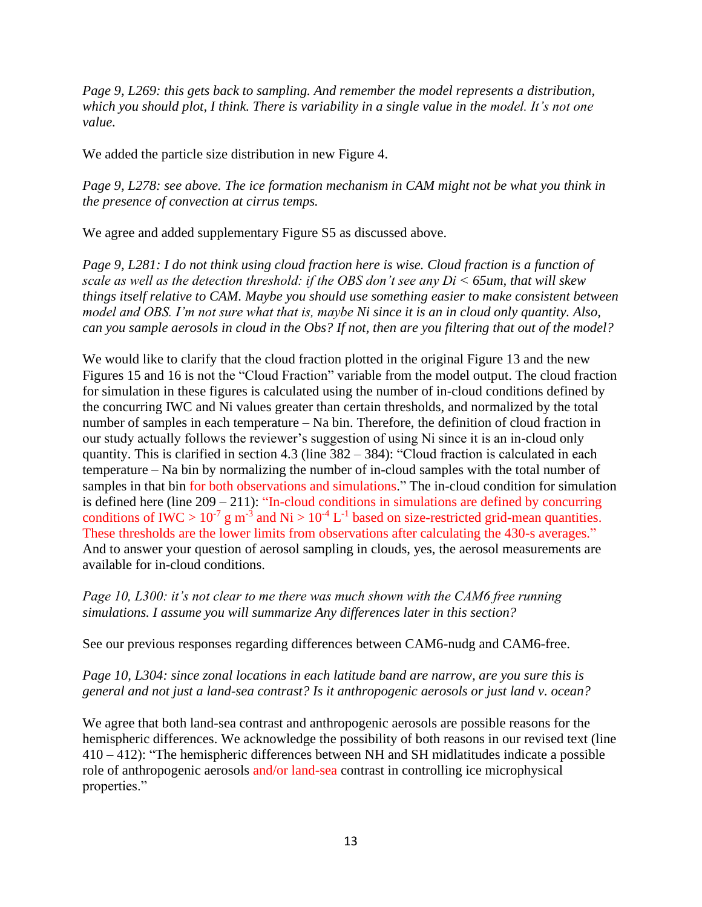*Page 9, L269: this gets back to sampling. And remember the model represents a distribution, which you should plot, I think. There is variability in a single value in the model. It's not one value.*

We added the particle size distribution in new Figure 4.

*Page 9, L278: see above. The ice formation mechanism in CAM might not be what you think in the presence of convection at cirrus temps.*

We agree and added supplementary Figure S5 as discussed above.

*Page 9, L281: I do not think using cloud fraction here is wise. Cloud fraction is a function of scale as well as the detection threshold: if the OBS don't see any Di < 65um, that will skew things itself relative to CAM. Maybe you should use something easier to make consistent between model and OBS. I'm not sure what that is, maybe Ni since it is an in cloud only quantity. Also, can you sample aerosols in cloud in the Obs? If not, then are you filtering that out of the model?*

We would like to clarify that the cloud fraction plotted in the original Figure 13 and the new Figures 15 and 16 is not the "Cloud Fraction" variable from the model output. The cloud fraction for simulation in these figures is calculated using the number of in-cloud conditions defined by the concurring IWC and Ni values greater than certain thresholds, and normalized by the total number of samples in each temperature – Na bin. Therefore, the definition of cloud fraction in our study actually follows the reviewer's suggestion of using Ni since it is an in-cloud only quantity. This is clarified in section 4.3 (line 382 – 384): "Cloud fraction is calculated in each temperature – Na bin by normalizing the number of in-cloud samples with the total number of samples in that bin for both observations and simulations." The in-cloud condition for simulation is defined here (line 209 – 211): "In-cloud conditions in simulations are defined by concurring conditions of IWC > $10^{-7}$ g m$^{-3}$ and Ni > $10^{-4}$ L$^{-1}$ based on size-restricted grid-mean quantities. These thresholds are the lower limits from observations after calculating the 430-s averages." And to answer your question of aerosol sampling in clouds, yes, the aerosol measurements are available for in-cloud conditions.

*Page 10, L300: it's not clear to me there was much shown with the CAM6 free running simulations. I assume you will summarize Any differences later in this section?*

See our previous responses regarding differences between CAM6-nudg and CAM6-free.

*Page 10, L304: since zonal locations in each latitude band are narrow, are you sure this is general and not just a land-sea contrast? Is it anthropogenic aerosols or just land v. ocean?*

We agree that both land-sea contrast and anthropogenic aerosols are possible reasons for the hemispheric differences. We acknowledge the possibility of both reasons in our revised text (line 410 – 412): "The hemispheric differences between NH and SH midlatitudes indicate a possible role of anthropogenic aerosols and/or land-sea contrast in controlling ice microphysical properties."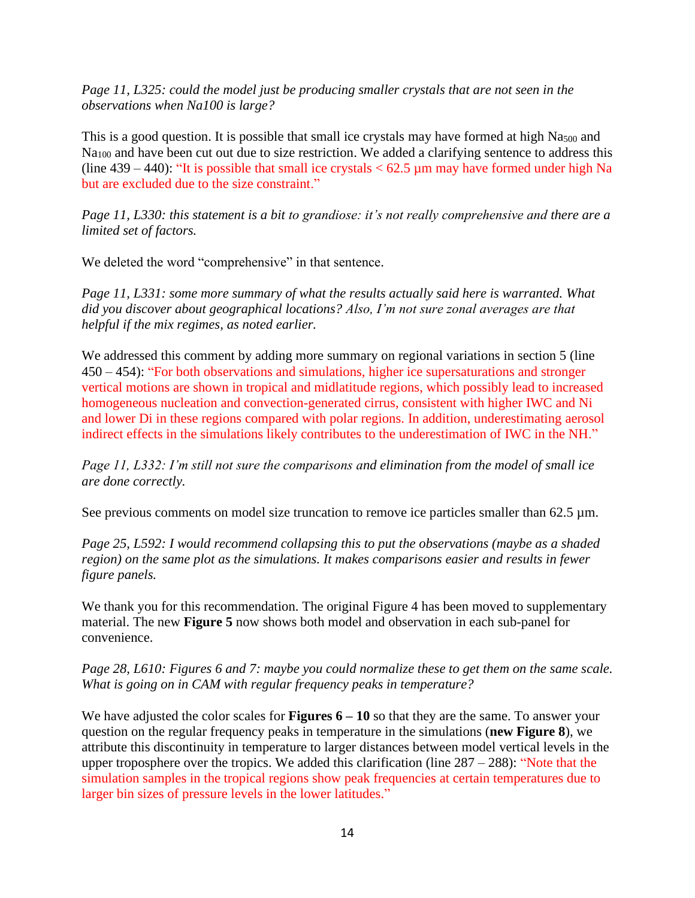*Page 11, L325: could the model just be producing smaller crystals that are not seen in the observations when Na100 is large?*

This is a good question. It is possible that small ice crystals may have formed at high $Na_{500}$ and $Na_{100}$ and have been cut out due to size restriction. We added a clarifying sentence to address this (line 439 – 440): "It is possible that small ice crystals < 62.5 µm may have formed under high Na but are excluded due to the size constraint."

*Page 11, L330: this statement is a bit to grandiose: it's not really comprehensive and there are a limited set of factors.*

We deleted the word "comprehensive" in that sentence.

*Page 11, L331: some more summary of what the results actually said here is warranted. What did you discover about geographical locations? Also, I'm not sure zonal averages are that helpful if the mix regimes, as noted earlier.*

We addressed this comment by adding more summary on regional variations in section 5 (line 450 – 454): "For both observations and simulations, higher ice supersaturations and stronger vertical motions are shown in tropical and midlatitude regions, which possibly lead to increased homogeneous nucleation and convection-generated cirrus, consistent with higher IWC and Ni and lower Di in these regions compared with polar regions. In addition, underestimating aerosol indirect effects in the simulations likely contributes to the underestimation of IWC in the NH."

*Page 11, L332: I'm still not sure the comparisons and elimination from the model of small ice are done correctly.*

See previous comments on model size truncation to remove ice particles smaller than 62.5 µm.

*Page 25, L592: I would recommend collapsing this to put the observations (maybe as a shaded region) on the same plot as the simulations. It makes comparisons easier and results in fewer figure panels.*

We thank you for this recommendation. The original Figure 4 has been moved to supplementary material. The new **Figure 5** now shows both model and observation in each sub-panel for convenience.

*Page 28, L610: Figures 6 and 7: maybe you could normalize these to get them on the same scale. What is going on in CAM with regular frequency peaks in temperature?*

We have adjusted the color scales for **Figures 6 – 10** so that they are the same. To answer your question on the regular frequency peaks in temperature in the simulations (**new Figure 8**), we attribute this discontinuity in temperature to larger distances between model vertical levels in the upper troposphere over the tropics. We added this clarification (line 287 – 288): "Note that the simulation samples in the tropical regions show peak frequencies at certain temperatures due to larger bin sizes of pressure levels in the lower latitudes."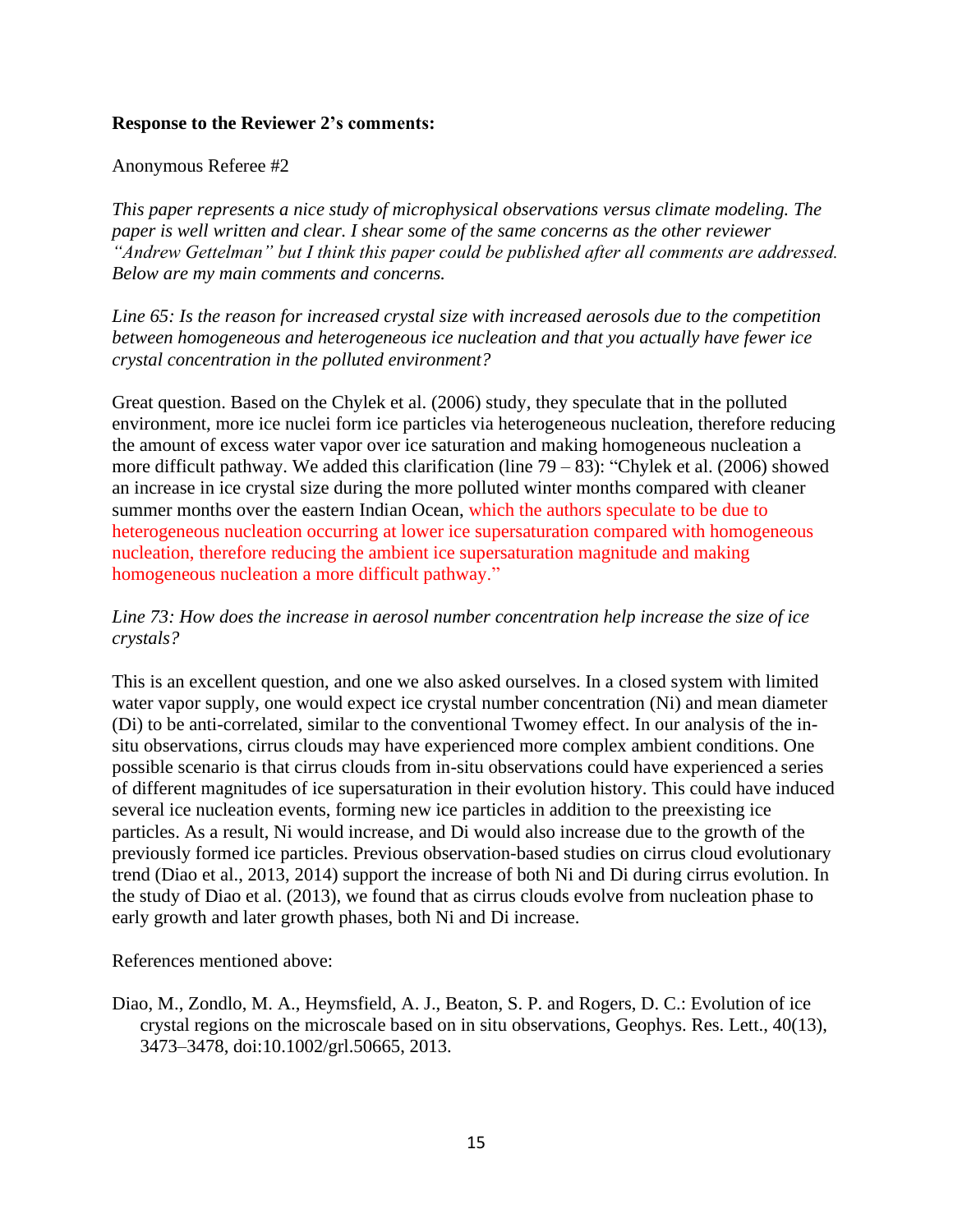**Response to the Reviewer 2's comments:**

Anonymous Referee #2

*This paper represents a nice study of microphysical observations versus climate modeling. The paper is well written and clear. I shear some of the same concerns as the other reviewer "Andrew Gettelman" but I think this paper could be published after all comments are addressed. Below are my main comments and concerns.*

*Line 65: Is the reason for increased crystal size with increased aerosols due to the competition between homogeneous and heterogeneous ice nucleation and that you actually have fewer ice crystal concentration in the polluted environment?*

Great question. Based on the Chylek et al. (2006) study, they speculate that in the polluted environment, more ice nuclei form ice particles via heterogeneous nucleation, therefore reducing the amount of excess water vapor over ice saturation and making homogeneous nucleation a more difficult pathway. We added this clarification (line 79 – 83): "Chylek et al. (2006) showed an increase in ice crystal size during the more polluted winter months compared with cleaner summer months over the eastern Indian Ocean, which the authors speculate to be due to heterogeneous nucleation occurring at lower ice supersaturation compared with homogeneous nucleation, therefore reducing the ambient ice supersaturation magnitude and making homogeneous nucleation a more difficult pathway."

*Line 73: How does the increase in aerosol number concentration help increase the size of ice crystals?*

This is an excellent question, and one we also asked ourselves. In a closed system with limited water vapor supply, one would expect ice crystal number concentration (Ni) and mean diameter (Di) to be anti-correlated, similar to the conventional Twomey effect. In our analysis of the in-situ observations, cirrus clouds may have experienced more complex ambient conditions. One possible scenario is that cirrus clouds from in-situ observations could have experienced a series of different magnitudes of ice supersaturation in their evolution history. This could have induced several ice nucleation events, forming new ice particles in addition to the preexisting ice particles. As a result, Ni would increase, and Di would also increase due to the growth of the previously formed ice particles. Previous observation-based studies on cirrus cloud evolutionary trend (Diao et al., 2013, 2014) support the increase of both Ni and Di during cirrus evolution. In the study of Diao et al. (2013), we found that as cirrus clouds evolve from nucleation phase to early growth and later growth phases, both Ni and Di increase.

References mentioned above:

Diao, M., Zondlo, M. A., Heymsfield, A. J., Beaton, S. P. and Rogers, D. C.: Evolution of ice crystal regions on the microscale based on in situ observations, Geophys. Res. Lett., 40(13), 3473–3478, doi:10.1002/grl.50665, 2013.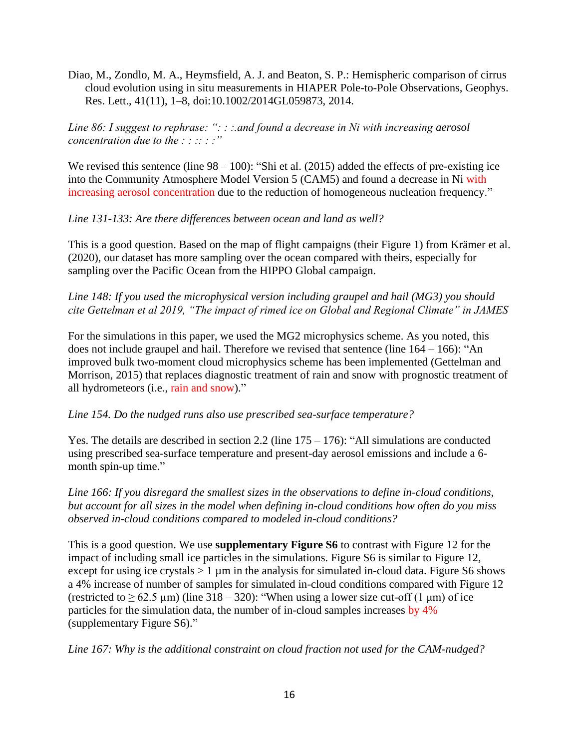Diao, M., Zondlo, M. A., Heymsfield, A. J. and Beaton, S. P.: Hemispheric comparison of cirrus cloud evolution using in situ measurements in HIAPER Pole-to-Pole Observations, Geophys. Res. Lett., 41(11), 1–8, doi:10.1002/2014GL059873, 2014.

*Line 86: I suggest to rephrase: ": : :.and found a decrease in Ni with increasing aerosol concentration due to the : : :: : :"*

We revised this sentence (line 98 – 100): "Shi et al. (2015) added the effects of pre-existing ice into the Community Atmosphere Model Version 5 (CAM5) and found a decrease in Ni with increasing aerosol concentration due to the reduction of homogeneous nucleation frequency."

*Line 131-133: Are there differences between ocean and land as well?*

This is a good question. Based on the map of flight campaigns (their Figure 1) from Krämer et al. (2020), our dataset has more sampling over the ocean compared with theirs, especially for sampling over the Pacific Ocean from the HIPPO Global campaign.

*Line 148: If you used the microphysical version including graupel and hail (MG3) you should cite Gettelman et al 2019, "The impact of rimed ice on Global and Regional Climate" in JAMES*

For the simulations in this paper, we used the MG2 microphysics scheme. As you noted, this does not include graupel and hail. Therefore we revised that sentence (line 164 – 166): "An improved bulk two-moment cloud microphysics scheme has been implemented (Gettelman and Morrison, 2015) that replaces diagnostic treatment of rain and snow with prognostic treatment of all hydrometeors (i.e., rain and snow)."

*Line 154. Do the nudged runs also use prescribed sea-surface temperature?*

Yes. The details are described in section 2.2 (line 175 – 176): "All simulations are conducted using prescribed sea-surface temperature and present-day aerosol emissions and include a 6-month spin-up time."

*Line 166: If you disregard the smallest sizes in the observations to define in-cloud conditions, but account for all sizes in the model when defining in-cloud conditions how often do you miss observed in-cloud conditions compared to modeled in-cloud conditions?*

This is a good question. We use **supplementary Figure S6** to contrast with Figure 12 for the impact of including small ice particles in the simulations. Figure S6 is similar to Figure 12, except for using ice crystals > 1 µm in the analysis for simulated in-cloud data. Figure S6 shows a 4% increase of number of samples for simulated in-cloud conditions compared with Figure 12 (restricted to ≥ 62.5 µm) (line 318 – 320): "When using a lower size cut-off (1 µm) of ice particles for the simulation data, the number of in-cloud samples increases by 4% (supplementary Figure S6)."

*Line 167: Why is the additional constraint on cloud fraction not used for the CAM-nudged?*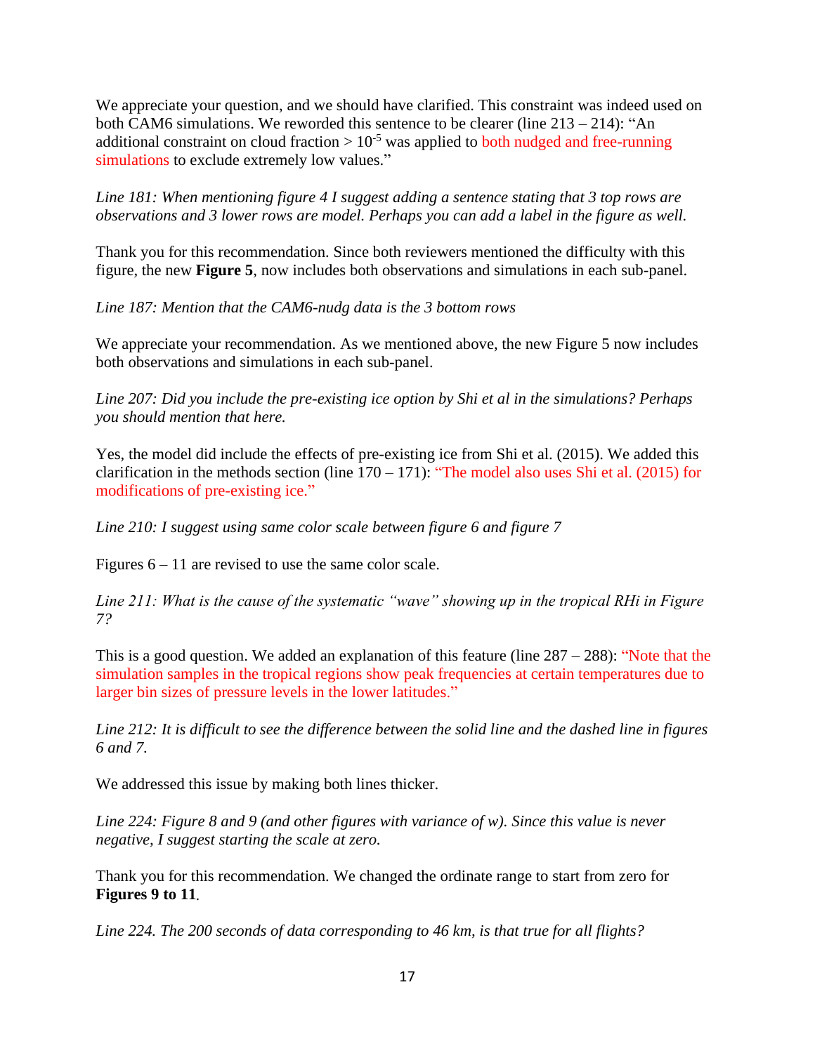We appreciate your question, and we should have clarified. This constraint was indeed used on both CAM6 simulations. We reworded this sentence to be clearer (line 213 – 214): "An additional constraint on cloud fraction > $10^{-5}$ was applied to both nudged and free-running simulations to exclude extremely low values."

*Line 181: When mentioning figure 4 I suggest adding a sentence stating that 3 top rows are observations and 3 lower rows are model. Perhaps you can add a label in the figure as well.*

Thank you for this recommendation. Since both reviewers mentioned the difficulty with this figure, the new **Figure 5**, now includes both observations and simulations in each sub-panel.

*Line 187: Mention that the CAM6-nudg data is the 3 bottom rows*

We appreciate your recommendation. As we mentioned above, the new Figure 5 now includes both observations and simulations in each sub-panel.

*Line 207: Did you include the pre-existing ice option by Shi et al in the simulations? Perhaps you should mention that here.*

Yes, the model did include the effects of pre-existing ice from Shi et al. (2015). We added this clarification in the methods section (line 170 – 171): "The model also uses Shi et al. (2015) for modifications of pre-existing ice."

*Line 210: I suggest using same color scale between figure 6 and figure 7*

Figures 6 – 11 are revised to use the same color scale.

*Line 211: What is the cause of the systematic "wave" showing up in the tropical RHi in Figure 7?*

This is a good question. We added an explanation of this feature (line 287 – 288): "Note that the simulation samples in the tropical regions show peak frequencies at certain temperatures due to larger bin sizes of pressure levels in the lower latitudes."

*Line 212: It is difficult to see the difference between the solid line and the dashed line in figures 6 and 7.*

We addressed this issue by making both lines thicker.

*Line 224: Figure 8 and 9 (and other figures with variance of w). Since this value is never negative, I suggest starting the scale at zero.*

Thank you for this recommendation. We changed the ordinate range to start from zero for **Figures 9 to 11**.

*Line 224. The 200 seconds of data corresponding to 46 km, is that true for all flights?*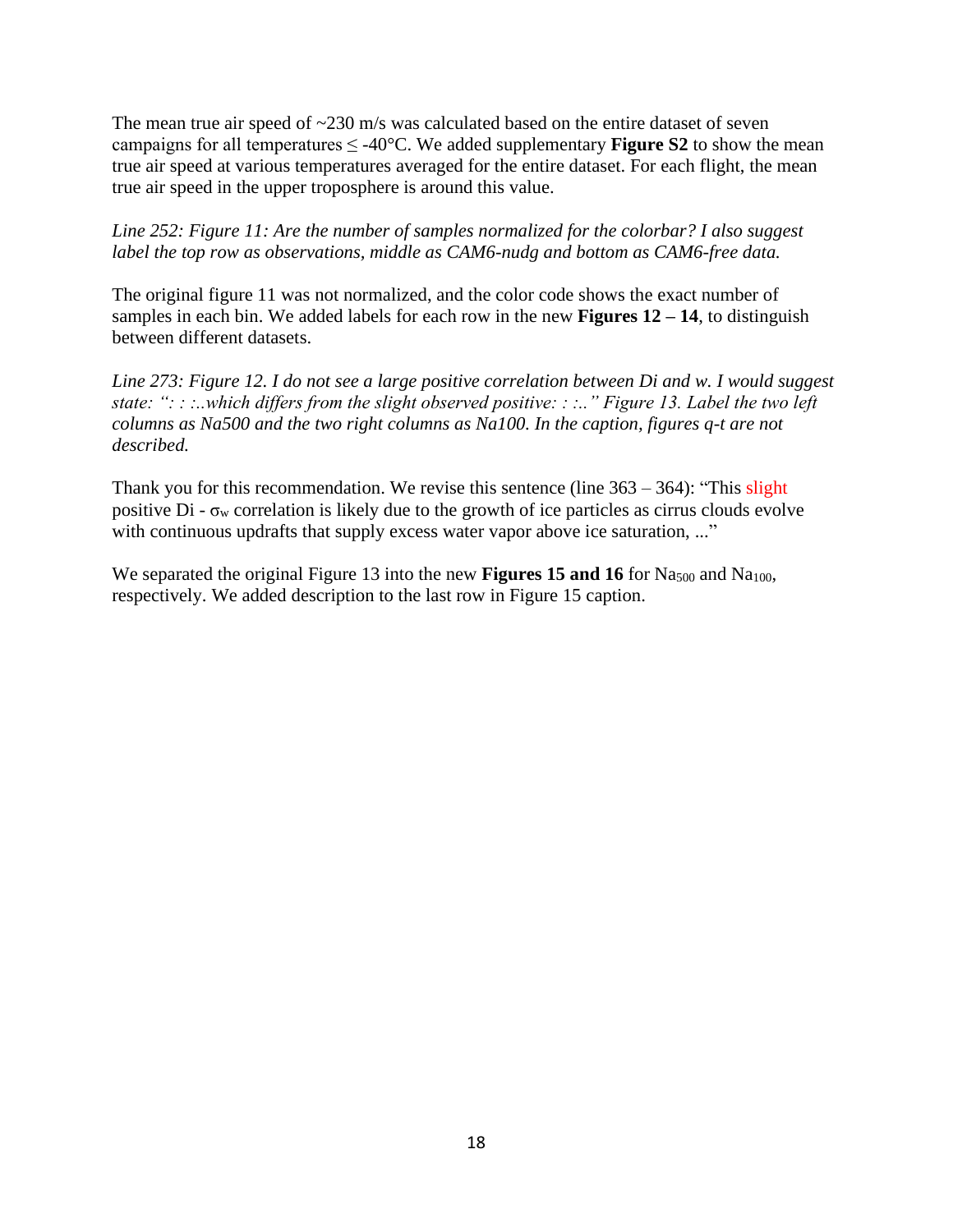The mean true air speed of ~230 m/s was calculated based on the entire dataset of seven campaigns for all temperatures ≤ -40°C. We added supplementary **Figure S2** to show the mean true air speed at various temperatures averaged for the entire dataset. For each flight, the mean true air speed in the upper troposphere is around this value.

*Line 252: Figure 11: Are the number of samples normalized for the colorbar? I also suggest label the top row as observations, middle as CAM6-nudg and bottom as CAM6-free data.*

The original figure 11 was not normalized, and the color code shows the exact number of samples in each bin. We added labels for each row in the new **Figures 12 – 14**, to distinguish between different datasets.

*Line 273: Figure 12. I do not see a large positive correlation between Di and w. I would suggest state: ": : :..which differs from the slight observed positive: : :.." Figure 13. Label the two left columns as Na500 and the two right columns as Na100. In the caption, figures q-t are not described.*

Thank you for this recommendation. We revise this sentence (line 363 – 364): "This slight positive Di - $\sigma_w$ correlation is likely due to the growth of ice particles as cirrus clouds evolve with continuous updrafts that supply excess water vapor above ice saturation, ..."

We separated the original Figure 13 into the new **Figures 15 and 16** for $Na_{500}$ and $Na_{100}$, respectively. We added description to the last row in Figure 15 caption.